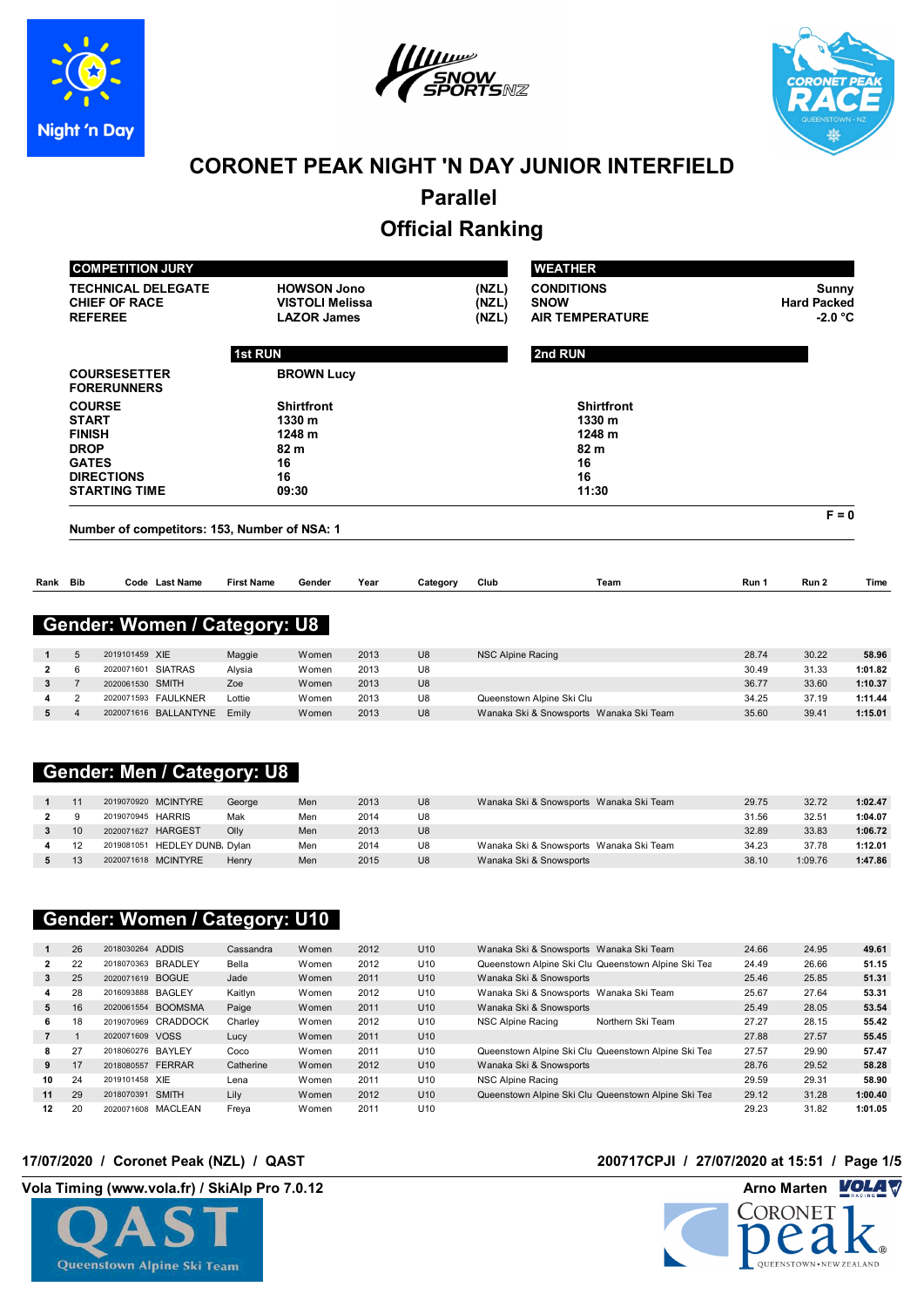# CORONET PEAK NIGHT 'N DAY JUNIOR INTERFIELD

## Parallel

## Official Ranking

| COMPETITION JURY | | |
|---|---|---|
| TECHNICAL DELEGATE | HOWSON Jono | (NZL) |
| CHIEF OF RACE | VISTOLI Melissa | (NZL) |
| REFEREE | LAZOR James | (NZL) |

| WEATHER | |
|---|---|
| CONDITIONS | Sunny |
| SNOW | Hard Packed |
| AIR TEMPERATURE | -2.0 °C |

| | 1st RUN | 2nd RUN |
|---|---|---|
| COURSESETTER | BROWN Lucy | |
| FORERUNNERS | | |
| COURSE | Shirtfront | Shirtfront |
| START | 1330 m | 1330 m |
| FINISH | 1248 m | 1248 m |
| DROP | 82 m | 82 m |
| GATES | 16 | 16 |
| DIRECTIONS | 16 | 16 |
| STARTING TIME | 09:30 | 11:30 |

F = 0

Number of competitors: 153, Number of NSA: 1

### Gender: Women / Category: U8

| Rank | Bib | Code | Last Name | First Name | Gender | Year | Category | Club | Team | Run 1 | Run 2 | Time |
|---|---|---|---|---|---|---|---|---|---|---|---|---|
| 1 | 5 | 2019101459 | XIE | Maggie | Women | 2013 | U8 | NSC Alpine Racing | | 28.74 | 30.22 | 58.96 |
| 2 | 6 | 2020071601 | SIATRAS | Alysia | Women | 2013 | U8 | | | 30.49 | 31.33 | 1:01.82 |
| 3 | 7 | 2020061530 | SMITH | Zoe | Women | 2013 | U8 | | | 36.77 | 33.60 | 1:10.37 |
| 4 | 2 | 2020071593 | FAULKNER | Lottie | Women | 2013 | U8 | Queenstown Alpine Ski Clu | | 34.25 | 37.19 | 1:11.44 |
| 5 | 4 | 2020071616 | BALLANTYNE | Emily | Women | 2013 | U8 | Wanaka Ski & Snowsports | Wanaka Ski Team | 35.60 | 39.41 | 1:15.01 |

### Gender: Men / Category: U8

| Rank | Bib | Code | Last Name | First Name | Gender | Year | Category | Club | Team | Run 1 | Run 2 | Time |
|---|---|---|---|---|---|---|---|---|---|---|---|---|
| 1 | 11 | 2019070920 | MCINTYRE | George | Men | 2013 | U8 | Wanaka Ski & Snowsports | Wanaka Ski Team | 29.75 | 32.72 | 1:02.47 |
| 2 | 9 | 2019070945 | HARRIS | Mak | Men | 2014 | U8 | | | 31.56 | 32.51 | 1:04.07 |
| 3 | 10 | 2020071627 | HARGEST | Olly | Men | 2013 | U8 | | | 32.89 | 33.83 | 1:06.72 |
| 4 | 12 | 2019081051 | HEDLEY DUNB. | Dylan | Men | 2014 | U8 | Wanaka Ski & Snowsports | Wanaka Ski Team | 34.23 | 37.78 | 1:12.01 |
| 5 | 13 | 2020071618 | MCINTYRE | Henry | Men | 2015 | U8 | Wanaka Ski & Snowsports | | 38.10 | 1:09.76 | 1:47.86 |

### Gender: Women / Category: U10

| Rank | Bib | Code | Last Name | First Name | Gender | Year | Category | Club | Team | Run 1 | Run 2 | Time |
|---|---|---|---|---|---|---|---|---|---|---|---|---|
| 1 | 26 | 2018030264 | ADDIS | Cassandra | Women | 2012 | U10 | Wanaka Ski & Snowsports | Wanaka Ski Team | 24.66 | 24.95 | 49.61 |
| 2 | 22 | 2018070363 | BRADLEY | Bella | Women | 2012 | U10 | Queenstown Alpine Ski Clu | Queenstown Alpine Ski Tea | 24.49 | 26.66 | 51.15 |
| 3 | 25 | 2020071619 | BOGUE | Jade | Women | 2011 | U10 | Wanaka Ski & Snowsports | | 25.46 | 25.85 | 51.31 |
| 4 | 28 | 2016093888 | BAGLEY | Kaitlyn | Women | 2012 | U10 | Wanaka Ski & Snowsports | Wanaka Ski Team | 25.67 | 27.64 | 53.31 |
| 5 | 16 | 2020061554 | BOOMSMA | Paige | Women | 2011 | U10 | Wanaka Ski & Snowsports | | 25.49 | 28.05 | 53.54 |
| 6 | 18 | 2019070969 | CRADDOCK | Charley | Women | 2012 | U10 | NSC Alpine Racing | Northern Ski Team | 27.27 | 28.15 | 55.42 |
| 7 | 1 | 2020071609 | VOSS | Lucy | Women | 2011 | U10 | | | 27.88 | 27.57 | 55.45 |
| 8 | 27 | 2018060276 | BAYLEY | Coco | Women | 2011 | U10 | Queenstown Alpine Ski Clu | Queenstown Alpine Ski Tea | 27.57 | 29.90 | 57.47 |
| 9 | 17 | 2018080557 | FERRAR | Catherine | Women | 2012 | U10 | Wanaka Ski & Snowsports | | 28.76 | 29.52 | 58.28 |
| 10 | 24 | 2019101458 | XIE | Lena | Women | 2011 | U10 | NSC Alpine Racing | | 29.59 | 29.31 | 58.90 |
| 11 | 29 | 2018070391 | SMITH | Lily | Women | 2012 | U10 | Queenstown Alpine Ski Clu | Queenstown Alpine Ski Tea | 29.12 | 31.28 | 1:00.40 |
| 12 | 20 | 2020071608 | MACLEAN | Freya | Women | 2011 | U10 | | | 29.23 | 31.82 | 1:01.05 |

17/07/2020 / Coronet Peak (NZL) / QAST

200717CPJI / 27/07/2020 at 15:51

Vola Timing (www.vola.fr) / SkiAlp Pro 7.0.12

Arno Marten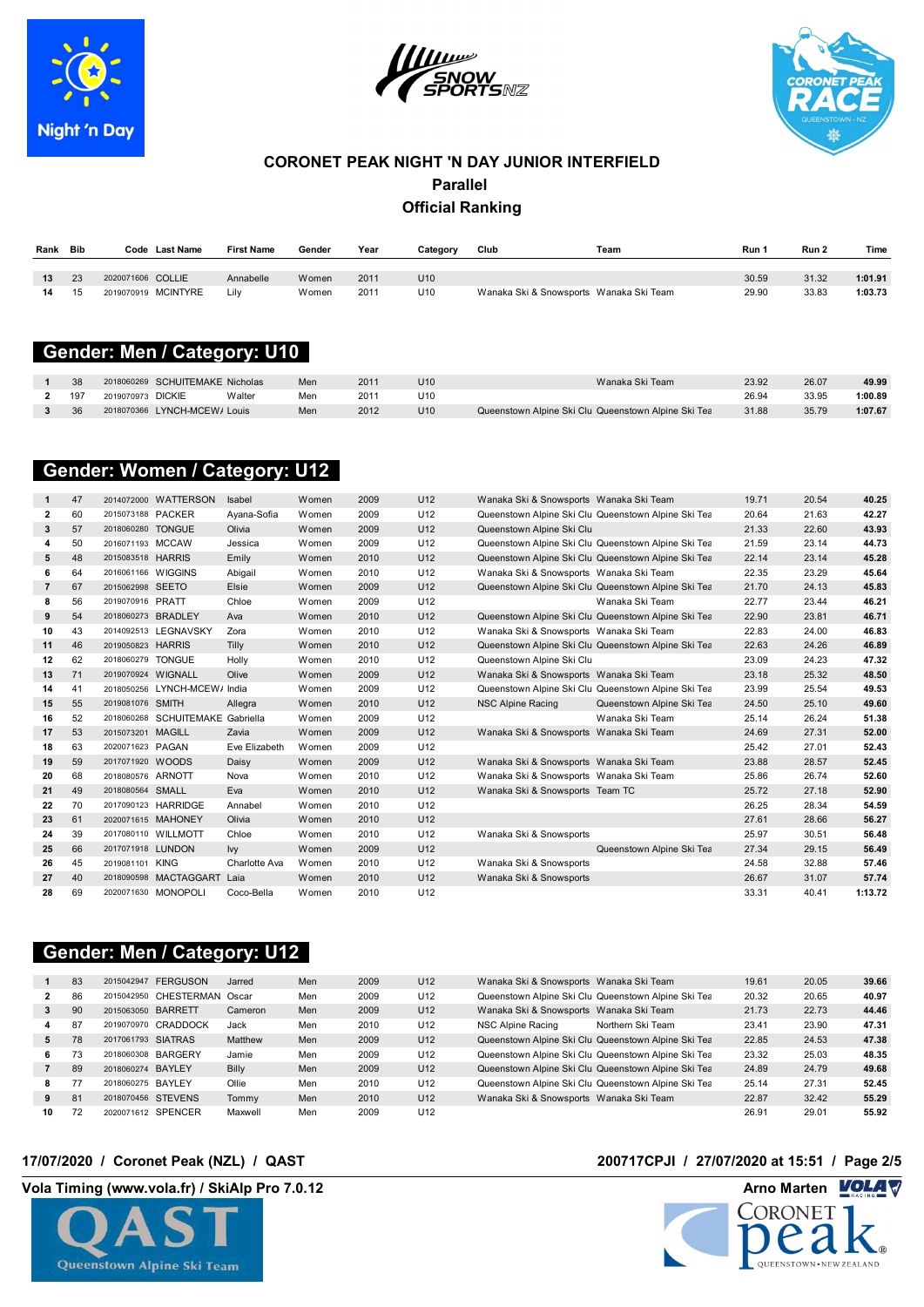# CORONET PEAK NIGHT 'N DAY JUNIOR INTERFIELD

## Parallel

## Official Ranking

| Rank | Bib | Code | Last Name | First Name | Gender | Year | Category | Club | Team | Run 1 | Run 2 | Time |
|---|---|---|---|---|---|---|---|---|---|---|---|---|
| 13 | 23 | 2020071606 | COLLIE | Annabelle | Women | 2011 | U10 | | | 30.59 | 31.32 | 1:01.91 |
| 14 | 15 | 2019070919 | MCINTYRE | Lily | Women | 2011 | U10 | Wanaka Ski & Snowsports | Wanaka Ski Team | 29.90 | 33.83 | 1:03.73 |

## Gender: Men / Category: U10

| Rank | Bib | Code | Last Name | First Name | Gender | Year | Category | Club | Team | Run 1 | Run 2 | Time |
|---|---|---|---|---|---|---|---|---|---|---|---|---|
| 1 | 38 | 2018060269 | SCHUITEMAKE | Nicholas | Men | 2011 | U10 | | Wanaka Ski Team | 23.92 | 26.07 | 49.99 |
| 2 | 197 | 2019070973 | DICKIE | Walter | Men | 2011 | U10 | | | 26.94 | 33.95 | 1:00.89 |
| 3 | 36 | 2018070366 | LYNCH-MCEW/ | Louis | Men | 2012 | U10 | Queenstown Alpine Ski Clu | Queenstown Alpine Ski Tea | 31.88 | 35.79 | 1:07.67 |

## Gender: Women / Category: U12

| Rank | Bib | Code | Last Name | First Name | Gender | Year | Category | Club | Team | Run 1 | Run 2 | Time |
|---|---|---|---|---|---|---|---|---|---|---|---|---|
| 1 | 47 | 2014072000 | WATTERSON | Isabel | Women | 2009 | U12 | Wanaka Ski & Snowsports | Wanaka Ski Team | 19.71 | 20.54 | 40.25 |
| 2 | 60 | 2015073188 | PACKER | Ayana-Sofia | Women | 2009 | U12 | Queenstown Alpine Ski Clu | Queenstown Alpine Ski Tea | 20.64 | 21.63 | 42.27 |
| 3 | 57 | 2018060280 | TONGUE | Olivia | Women | 2009 | U12 | Queenstown Alpine Ski Clu | | 21.33 | 22.60 | 43.93 |
| 4 | 50 | 2016071193 | MCCAW | Jessica | Women | 2009 | U12 | Queenstown Alpine Ski Clu | Queenstown Alpine Ski Tea | 21.59 | 23.14 | 44.73 |
| 5 | 48 | 2015083518 | HARRIS | Emily | Women | 2010 | U12 | Queenstown Alpine Ski Clu | Queenstown Alpine Ski Tea | 22.14 | 23.14 | 45.28 |
| 6 | 64 | 2016061166 | WIGGINS | Abigail | Women | 2010 | U12 | Wanaka Ski & Snowsports | Wanaka Ski Team | 22.35 | 23.29 | 45.64 |
| 7 | 67 | 2015062998 | SEETO | Elsie | Women | 2009 | U12 | Queenstown Alpine Ski Clu | Queenstown Alpine Ski Tea | 21.70 | 24.13 | 45.83 |
| 8 | 56 | 2019070916 | PRATT | Chloe | Women | 2009 | U12 | | Wanaka Ski Team | 22.77 | 23.44 | 46.21 |
| 9 | 54 | 2018060273 | BRADLEY | Ava | Women | 2010 | U12 | Queenstown Alpine Ski Clu | Queenstown Alpine Ski Tea | 22.90 | 23.81 | 46.71 |
| 10 | 43 | 2014092513 | LEGNAVSKY | Zora | Women | 2010 | U12 | Wanaka Ski & Snowsports | Wanaka Ski Team | 22.83 | 24.00 | 46.83 |
| 11 | 46 | 2019050823 | HARRIS | Tilly | Women | 2010 | U12 | Queenstown Alpine Ski Clu | Queenstown Alpine Ski Tea | 22.63 | 24.26 | 46.89 |
| 12 | 62 | 2018060279 | TONGUE | Holly | Women | 2010 | U12 | Queenstown Alpine Ski Clu | | 23.09 | 24.23 | 47.32 |
| 13 | 71 | 2019070924 | WIGNALL | Olive | Women | 2009 | U12 | Wanaka Ski & Snowsports | Wanaka Ski Team | 23.18 | 25.32 | 48.50 |
| 14 | 41 | 2018050256 | LYNCH-MCEW/ | India | Women | 2009 | U12 | Queenstown Alpine Ski Clu | Queenstown Alpine Ski Tea | 23.99 | 25.54 | 49.53 |
| 15 | 55 | 2019081076 | SMITH | Allegra | Women | 2010 | U12 | NSC Alpine Racing | Queenstown Alpine Ski Tea | 24.50 | 25.10 | 49.60 |
| 16 | 52 | 2018060268 | SCHUITEMAKE | Gabriella | Women | 2009 | U12 | | Wanaka Ski Team | 25.14 | 26.24 | 51.38 |
| 17 | 53 | 2015073201 | MAGILL | Zavia | Women | 2009 | U12 | Wanaka Ski & Snowsports | Wanaka Ski Team | 24.69 | 27.31 | 52.00 |
| 18 | 63 | 2020071623 | PAGAN | Eve Elizabeth | Women | 2009 | U12 | | | 25.42 | 27.01 | 52.43 |
| 19 | 59 | 2017071920 | WOODS | Daisy | Women | 2009 | U12 | Wanaka Ski & Snowsports | Wanaka Ski Team | 23.88 | 28.57 | 52.45 |
| 20 | 68 | 2018080576 | ARNOTT | Nova | Women | 2010 | U12 | Wanaka Ski & Snowsports | Wanaka Ski Team | 25.86 | 26.74 | 52.60 |
| 21 | 49 | 2018080564 | SMALL | Eva | Women | 2010 | U12 | Wanaka Ski & Snowsports | Team TC | 25.72 | 27.18 | 52.90 |
| 22 | 70 | 2017090123 | HARRIDGE | Annabel | Women | 2010 | U12 | | | 26.25 | 28.34 | 54.59 |
| 23 | 61 | 2020071615 | MAHONEY | Olivia | Women | 2010 | U12 | | | 27.61 | 28.66 | 56.27 |
| 24 | 39 | 2017080110 | WILLMOTT | Chloe | Women | 2010 | U12 | Wanaka Ski & Snowsports | | 25.97 | 30.51 | 56.48 |
| 25 | 66 | 2017071918 | LUNDON | Ivy | Women | 2009 | U12 | | Queenstown Alpine Ski Tea | 27.34 | 29.15 | 56.49 |
| 26 | 45 | 2019081101 | KING | Charlotte Ava | Women | 2010 | U12 | Wanaka Ski & Snowsports | | 24.58 | 32.88 | 57.46 |
| 27 | 40 | 2018090598 | MACTAGGART | Laia | Women | 2010 | U12 | Wanaka Ski & Snowsports | | 26.67 | 31.07 | 57.74 |
| 28 | 69 | 2020071630 | MONOPOLI | Coco-Bella | Women | 2010 | U12 | | | 33.31 | 40.41 | 1:13.72 |

## Gender: Men / Category: U12

| Rank | Bib | Code | Last Name | First Name | Gender | Year | Category | Club | Team | Run 1 | Run 2 | Time |
|---|---|---|---|---|---|---|---|---|---|---|---|---|
| 1 | 83 | 2015042947 | FERGUSON | Jarred | Men | 2009 | U12 | Wanaka Ski & Snowsports | Wanaka Ski Team | 19.61 | 20.05 | 39.66 |
| 2 | 86 | 2015042950 | CHESTERMAN | Oscar | Men | 2009 | U12 | Queenstown Alpine Ski Clu | Queenstown Alpine Ski Tea | 20.32 | 20.65 | 40.97 |
| 3 | 90 | 2015063050 | BARRETT | Cameron | Men | 2009 | U12 | Wanaka Ski & Snowsports | Wanaka Ski Team | 21.73 | 22.73 | 44.46 |
| 4 | 87 | 2019070970 | CRADDOCK | Jack | Men | 2010 | U12 | NSC Alpine Racing | Northern Ski Team | 23.41 | 23.90 | 47.31 |
| 5 | 78 | 2017061793 | SIATRAS | Matthew | Men | 2009 | U12 | Queenstown Alpine Ski Clu | Queenstown Alpine Ski Tea | 22.85 | 24.53 | 47.38 |
| 6 | 73 | 2018060308 | BARGERY | Jamie | Men | 2009 | U12 | Queenstown Alpine Ski Clu | Queenstown Alpine Ski Tea | 23.32 | 25.03 | 48.35 |
| 7 | 89 | 2018060274 | BAYLEY | Billy | Men | 2009 | U12 | Queenstown Alpine Ski Clu | Queenstown Alpine Ski Tea | 24.89 | 24.79 | 49.68 |
| 8 | 77 | 2018060275 | BAYLEY | Ollie | Men | 2010 | U12 | Queenstown Alpine Ski Clu | Queenstown Alpine Ski Tea | 25.14 | 27.31 | 52.45 |
| 9 | 81 | 2018070456 | STEVENS | Tommy | Men | 2010 | U12 | Wanaka Ski & Snowsports | Wanaka Ski Team | 22.87 | 32.42 | 55.29 |
| 10 | 72 | 2020071612 | SPENCER | Maxwell | Men | 2009 | U12 | | | 26.91 | 29.01 | 55.92 |

17/07/2020 / Coronet Peak (NZL) / QAST — 200717CPJI / 27/07/2020 at 15:51

Vola Timing (www.vola.fr) / SkiAlp Pro 7.0.12 — Arno Marten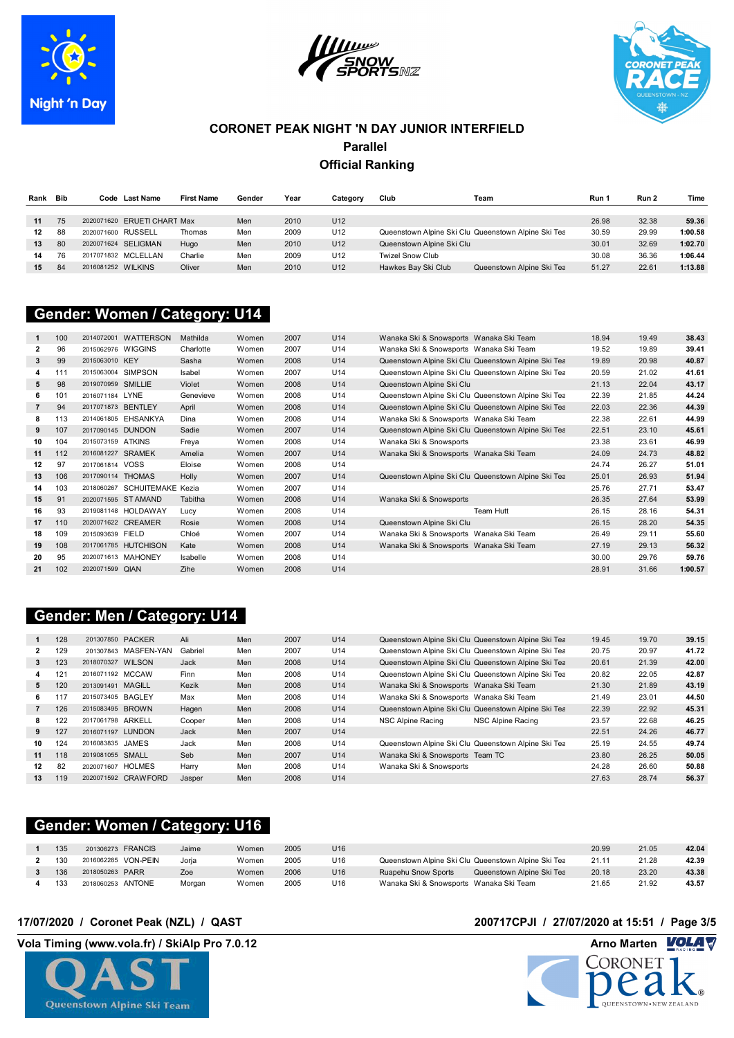# CORONET PEAK NIGHT 'N DAY JUNIOR INTERFIELD

## Parallel

## Official Ranking

| Rank | Bib | Code | Last Name | First Name | Gender | Year | Category | Club | Team | Run 1 | Run 2 | Time |
|---|---|---|---|---|---|---|---|---|---|---|---|---|
| 11 | 75 | 2020071620 | ERUETI CHART | Max | Men | 2010 | U12 | | | 26.98 | 32.38 | **59.36** |
| 12 | 88 | 2020071600 | RUSSELL | Thomas | Men | 2009 | U12 | Queenstown Alpine Ski Clu | Queenstown Alpine Ski Tea | 30.59 | 29.99 | **1:00.58** |
| 13 | 80 | 2020071624 | SELIGMAN | Hugo | Men | 2010 | U12 | Queenstown Alpine Ski Clu | | 30.01 | 32.69 | **1:02.70** |
| 14 | 76 | 2017071832 | MCLELLAN | Charlie | Men | 2009 | U12 | Twizel Snow Club | | 30.08 | 36.36 | **1:06.44** |
| 15 | 84 | 2016081252 | WILKINS | Oliver | Men | 2010 | U12 | Hawkes Bay Ski Club | Queenstown Alpine Ski Tea | 51.27 | 22.61 | **1:13.88** |

## Gender: Women / Category: U14

| Rank | Bib | Code | Last Name | First Name | Gender | Year | Category | Club | Team | Run 1 | Run 2 | Time |
|---|---|---|---|---|---|---|---|---|---|---|---|---|
| 1 | 100 | 2014072001 | WATTERSON | Mathilda | Women | 2007 | U14 | Wanaka Ski & Snowsports | Wanaka Ski Team | 18.94 | 19.49 | **38.43** |
| 2 | 96 | 2015062976 | WIGGINS | Charlotte | Women | 2007 | U14 | Wanaka Ski & Snowsports | Wanaka Ski Team | 19.52 | 19.89 | **39.41** |
| 3 | 99 | 2015063010 | KEY | Sasha | Women | 2008 | U14 | Queenstown Alpine Ski Clu | Queenstown Alpine Ski Tea | 19.89 | 20.98 | **40.87** |
| 4 | 111 | 2015063004 | SIMPSON | Isabel | Women | 2007 | U14 | Queenstown Alpine Ski Clu | Queenstown Alpine Ski Tea | 20.59 | 21.02 | **41.61** |
| 5 | 98 | 2019070959 | SMILLIE | Violet | Women | 2008 | U14 | Queenstown Alpine Ski Clu | | 21.13 | 22.04 | **43.17** |
| 6 | 101 | 2016071184 | LYNE | Genevieve | Women | 2008 | U14 | Queenstown Alpine Ski Clu | Queenstown Alpine Ski Tea | 22.39 | 21.85 | **44.24** |
| 7 | 94 | 2017071873 | BENTLEY | April | Women | 2008 | U14 | Queenstown Alpine Ski Clu | Queenstown Alpine Ski Tea | 22.03 | 22.36 | **44.39** |
| 8 | 113 | 2014061805 | EHSANKYA | Dina | Women | 2008 | U14 | Wanaka Ski & Snowsports | Wanaka Ski Team | 22.38 | 22.61 | **44.99** |
| 9 | 107 | 2017090145 | DUNDON | Sadie | Women | 2007 | U14 | Queenstown Alpine Ski Clu | Queenstown Alpine Ski Tea | 22.51 | 23.10 | **45.61** |
| 10 | 104 | 2015073159 | ATKINS | Freya | Women | 2008 | U14 | Wanaka Ski & Snowsports | | 23.38 | 23.61 | **46.99** |
| 11 | 112 | 2016081227 | SRAMEK | Amelia | Women | 2007 | U14 | Wanaka Ski & Snowsports | Wanaka Ski Team | 24.09 | 24.73 | **48.82** |
| 12 | 97 | 2017061814 | VOSS | Eloise | Women | 2008 | U14 | | | 24.74 | 26.27 | **51.01** |
| 13 | 106 | 2017090114 | THOMAS | Holly | Women | 2007 | U14 | Queenstown Alpine Ski Clu | Queenstown Alpine Ski Tea | 25.01 | 26.93 | **51.94** |
| 14 | 103 | 2018060267 | SCHUITEMAKE | Kezia | Women | 2007 | U14 | | | 25.76 | 27.71 | **53.47** |
| 15 | 91 | 2020071595 | ST AMAND | Tabitha | Women | 2008 | U14 | Wanaka Ski & Snowsports | | 26.35 | 27.64 | **53.99** |
| 16 | 93 | 2019081148 | HOLDAWAY | Lucy | Women | 2008 | U14 | | Team Hutt | 26.15 | 28.16 | **54.31** |
| 17 | 110 | 2020071622 | CREAMER | Rosie | Women | 2008 | U14 | Queenstown Alpine Ski Clu | | 26.15 | 28.20 | **54.35** |
| 18 | 109 | 2015093639 | FIELD | Chloé | Women | 2007 | U14 | Wanaka Ski & Snowsports | Wanaka Ski Team | 26.49 | 29.11 | **55.60** |
| 19 | 108 | 2017061785 | HUTCHISON | Kate | Women | 2008 | U14 | Wanaka Ski & Snowsports | Wanaka Ski Team | 27.19 | 29.13 | **56.32** |
| 20 | 95 | 2020071613 | MAHONEY | Isabelle | Women | 2008 | U14 | | | 30.00 | 29.76 | **59.76** |
| 21 | 102 | 2020071599 | QIAN | Zihe | Women | 2008 | U14 | | | 28.91 | 31.66 | **1:00.57** |

## Gender: Men / Category: U14

| Rank | Bib | Code | Last Name | First Name | Gender | Year | Category | Club | Team | Run 1 | Run 2 | Time |
|---|---|---|---|---|---|---|---|---|---|---|---|---|
| 1 | 128 | 201307850 | PACKER | Ali | Men | 2007 | U14 | Queenstown Alpine Ski Clu | Queenstown Alpine Ski Tea | 19.45 | 19.70 | **39.15** |
| 2 | 129 | 201307843 | MASFEN-YAN | Gabriel | Men | 2007 | U14 | Queenstown Alpine Ski Clu | Queenstown Alpine Ski Tea | 20.75 | 20.97 | **41.72** |
| 3 | 123 | 2018070327 | WILSON | Jack | Men | 2008 | U14 | Queenstown Alpine Ski Clu | Queenstown Alpine Ski Tea | 20.61 | 21.39 | **42.00** |
| 4 | 121 | 2016071192 | MCCAW | Finn | Men | 2008 | U14 | Queenstown Alpine Ski Clu | Queenstown Alpine Ski Tea | 20.82 | 22.05 | **42.87** |
| 5 | 120 | 2013091491 | MAGILL | Kezik | Men | 2008 | U14 | Wanaka Ski & Snowsports | Wanaka Ski Team | 21.30 | 21.89 | **43.19** |
| 6 | 117 | 2015073405 | BAGLEY | Max | Men | 2008 | U14 | Wanaka Ski & Snowsports | Wanaka Ski Team | 21.49 | 23.01 | **44.50** |
| 7 | 126 | 2015083495 | BROWN | Hagen | Men | 2008 | U14 | Queenstown Alpine Ski Clu | Queenstown Alpine Ski Tea | 22.39 | 22.92 | **45.31** |
| 8 | 122 | 2017061785 | ARKELL | Cooper | Men | 2008 | U14 | NSC Alpine Racing | NSC Alpine Racing | 23.57 | 22.68 | **46.25** |
| 9 | 127 | 2016071197 | LUNDON | Jack | Men | 2007 | U14 | | | 22.51 | 24.26 | **46.77** |
| 10 | 124 | 2016083835 | JAMES | Jack | Men | 2008 | U14 | Queenstown Alpine Ski Clu | Queenstown Alpine Ski Tea | 25.19 | 24.55 | **49.74** |
| 11 | 118 | 2019081055 | SMALL | Seb | Men | 2007 | U14 | Wanaka Ski & Snowsports | Team TC | 23.80 | 26.25 | **50.05** |
| 12 | 82 | 2020071607 | HOLMES | Harry | Men | 2008 | U14 | Wanaka Ski & Snowsports | | 24.28 | 26.60 | **50.88** |
| 13 | 119 | 2020071592 | CRAWFORD | Jasper | Men | 2008 | U14 | | | 27.63 | 28.74 | **56.37** |

## Gender: Women / Category: U16

| Rank | Bib | Code | Last Name | First Name | Gender | Year | Category | Club | Team | Run 1 | Run 2 | Time |
|---|---|---|---|---|---|---|---|---|---|---|---|---|
| 1 | 135 | 201306273 | FRANCIS | Jaime | Women | 2005 | U16 | | | 20.99 | 21.05 | **42.04** |
| 2 | 130 | 2016062285 | VON-PEIN | Jorja | Women | 2005 | U16 | Queenstown Alpine Ski Clu | Queenstown Alpine Ski Tea | 21.11 | 21.28 | **42.39** |
| 3 | 136 | 2018050263 | PARR | Zoe | Women | 2006 | U16 | Ruapehu Snow Sports | Queenstown Alpine Ski Tea | 20.18 | 23.20 | **43.38** |
| 4 | 133 | 2018060253 | ANTONE | Morgan | Women | 2005 | U16 | Wanaka Ski & Snowsports | Wanaka Ski Team | 21.65 | 21.92 | **43.57** |

17/07/2020 / Coronet Peak (NZL) / QAST — 200717CPJI / 27/07/2020 at 15:51

Vola Timing (www.vola.fr) / SkiAlp Pro 7.0.12 — Arno Marten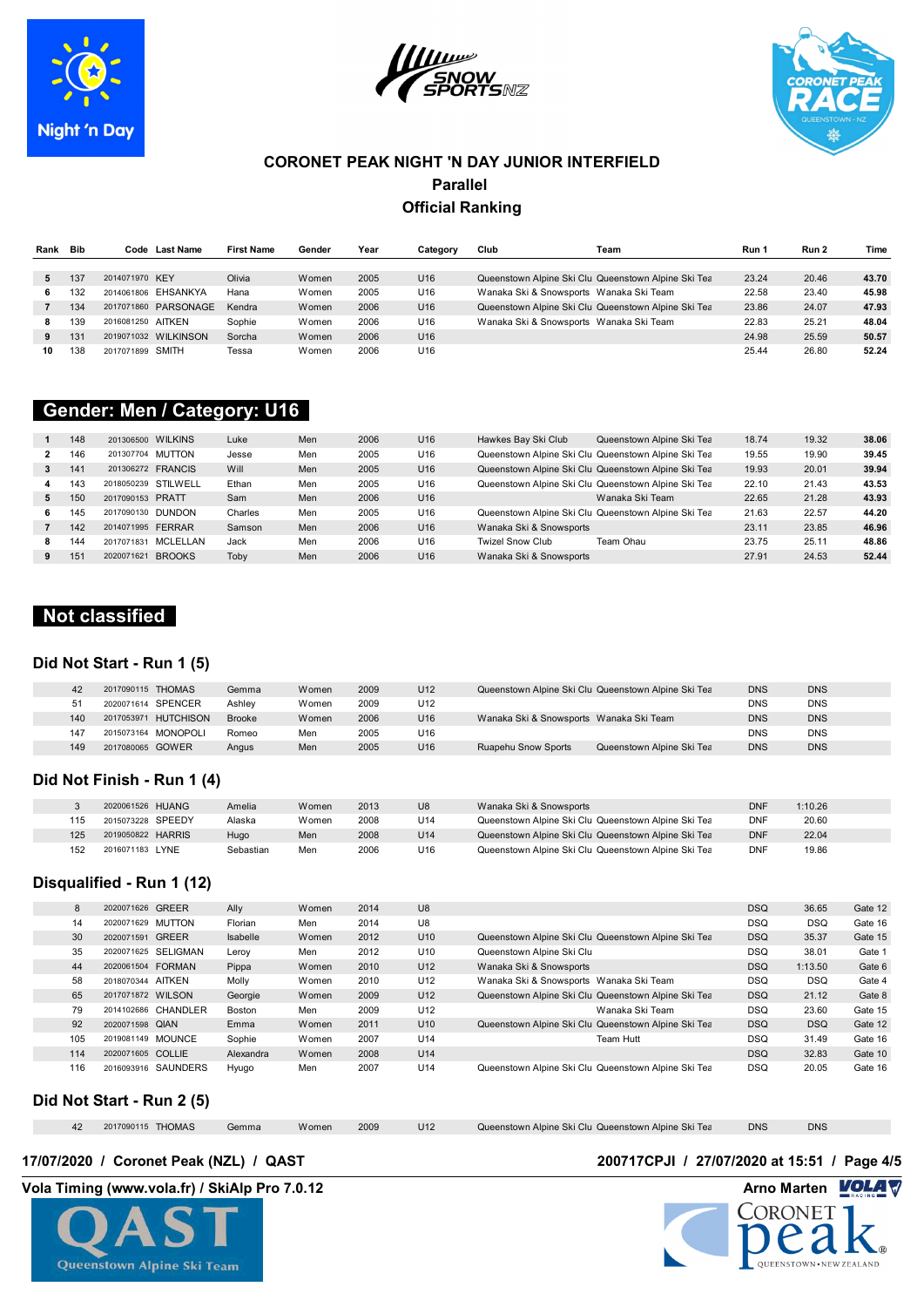# CORONET PEAK NIGHT 'N DAY JUNIOR INTERFIELD

## Parallel

## Official Ranking

| Rank | Bib | Code | Last Name | First Name | Gender | Year | Category | Club | Team | Run 1 | Run 2 | Time |
|---|---|---|---|---|---|---|---|---|---|---|---|---|
| 5 | 137 | 2014071970 | KEY | Olivia | Women | 2005 | U16 | Queenstown Alpine Ski Clu | Queenstown Alpine Ski Tea | 23.24 | 20.46 | **43.70** |
| 6 | 132 | 2014061806 | EHSANKYA | Hana | Women | 2005 | U16 | Wanaka Ski & Snowsports | Wanaka Ski Team | 22.58 | 23.40 | **45.98** |
| 7 | 134 | 2017071860 | PARSONAGE | Kendra | Women | 2006 | U16 | Queenstown Alpine Ski Clu | Queenstown Alpine Ski Tea | 23.86 | 24.07 | **47.93** |
| 8 | 139 | 2016081250 | AITKEN | Sophie | Women | 2006 | U16 | Wanaka Ski & Snowsports | Wanaka Ski Team | 22.83 | 25.21 | **48.04** |
| 9 | 131 | 2019071032 | WILKINSON | Sorcha | Women | 2006 | U16 | | | 24.98 | 25.59 | **50.57** |
| 10 | 138 | 2017071899 | SMITH | Tessa | Women | 2006 | U16 | | | 25.44 | 26.80 | **52.24** |

## Gender: Men / Category: U16

| Rank | Bib | Code | Last Name | First Name | Gender | Year | Category | Club | Team | Run 1 | Run 2 | Time |
|---|---|---|---|---|---|---|---|---|---|---|---|---|
| 1 | 148 | 201306500 | WILKINS | Luke | Men | 2006 | U16 | Hawkes Bay Ski Club | Queenstown Alpine Ski Tea | 18.74 | 19.32 | **38.06** |
| 2 | 146 | 201307704 | MUTTON | Jesse | Men | 2005 | U16 | Queenstown Alpine Ski Clu | Queenstown Alpine Ski Tea | 19.55 | 19.90 | **39.45** |
| 3 | 141 | 201306272 | FRANCIS | Will | Men | 2005 | U16 | Queenstown Alpine Ski Clu | Queenstown Alpine Ski Tea | 19.93 | 20.01 | **39.94** |
| 4 | 143 | 2018050239 | STILWELL | Ethan | Men | 2005 | U16 | Queenstown Alpine Ski Clu | Queenstown Alpine Ski Tea | 22.10 | 21.43 | **43.53** |
| 5 | 150 | 2017090153 | PRATT | Sam | Men | 2006 | U16 | | Wanaka Ski Team | 22.65 | 21.28 | **43.93** |
| 6 | 145 | 2017090130 | DUNDON | Charles | Men | 2005 | U16 | Queenstown Alpine Ski Clu | Queenstown Alpine Ski Tea | 21.63 | 22.57 | **44.20** |
| 7 | 142 | 2014071995 | FERRAR | Samson | Men | 2006 | U16 | Wanaka Ski & Snowsports | | 23.11 | 23.85 | **46.96** |
| 8 | 144 | 2017071831 | MCLELLAN | Jack | Men | 2006 | U16 | Twizel Snow Club | Team Ohau | 23.75 | 25.11 | **48.86** |
| 9 | 151 | 2020071621 | BROOKS | Toby | Men | 2006 | U16 | Wanaka Ski & Snowsports | | 27.91 | 24.53 | **52.44** |

## Not classified

### Did Not Start - Run 1 (5)

| Bib | Code | Last Name | First Name | Gender | Year | Category | Club | Team | Run 1 | Run 2 |
|---|---|---|---|---|---|---|---|---|---|---|
| 42 | 2017090115 | THOMAS | Gemma | Women | 2009 | U12 | Queenstown Alpine Ski Clu | Queenstown Alpine Ski Tea | DNS | DNS |
| 51 | 2020071614 | SPENCER | Ashley | Women | 2009 | U12 | | | DNS | DNS |
| 140 | 2017053971 | HUTCHISON | Brooke | Women | 2006 | U16 | Wanaka Ski & Snowsports | Wanaka Ski Team | DNS | DNS |
| 147 | 2015073164 | MONOPOLI | Romeo | Men | 2005 | U16 | | | DNS | DNS |
| 149 | 2017080065 | GOWER | Angus | Men | 2005 | U16 | Ruapehu Snow Sports | Queenstown Alpine Ski Tea | DNS | DNS |

### Did Not Finish - Run 1 (4)

| Bib | Code | Last Name | First Name | Gender | Year | Category | Club | Team | Run 1 | Run 2 |
|---|---|---|---|---|---|---|---|---|---|---|
| 3 | 2020061526 | HUANG | Amelia | Women | 2013 | U8 | Wanaka Ski & Snowsports | | DNF | 1:10.26 |
| 115 | 2015073228 | SPEEDY | Alaska | Women | 2008 | U14 | Queenstown Alpine Ski Clu | Queenstown Alpine Ski Tea | DNF | 20.60 |
| 125 | 2019050822 | HARRIS | Hugo | Men | 2008 | U14 | Queenstown Alpine Ski Clu | Queenstown Alpine Ski Tea | DNF | 22.04 |
| 152 | 2016071183 | LYNE | Sebastian | Men | 2006 | U16 | Queenstown Alpine Ski Clu | Queenstown Alpine Ski Tea | DNF | 19.86 |

### Disqualified - Run 1 (12)

| Bib | Code | Last Name | First Name | Gender | Year | Category | Club | Team | Run 1 | Run 2 | Gate |
|---|---|---|---|---|---|---|---|---|---|---|---|
| 8 | 2020071626 | GREER | Ally | Women | 2014 | U8 | | | DSQ | 36.65 | Gate 12 |
| 14 | 2020071629 | MUTTON | Florian | Men | 2014 | U8 | | | DSQ | DSQ | Gate 16 |
| 30 | 2020071591 | GREER | Isabelle | Women | 2012 | U10 | Queenstown Alpine Ski Clu | Queenstown Alpine Ski Tea | DSQ | 35.37 | Gate 15 |
| 35 | 2020071625 | SELIGMAN | Leroy | Men | 2012 | U10 | Queenstown Alpine Ski Clu | | DSQ | 38.01 | Gate 1 |
| 44 | 2020061504 | FORMAN | Pippa | Women | 2010 | U12 | Wanaka Ski & Snowsports | | DSQ | 1:13.50 | Gate 6 |
| 58 | 2018070344 | AITKEN | Molly | Women | 2010 | U12 | Wanaka Ski & Snowsports | Wanaka Ski Team | DSQ | DSQ | Gate 4 |
| 65 | 2017071872 | WILSON | Georgie | Women | 2009 | U12 | Queenstown Alpine Ski Clu | Queenstown Alpine Ski Tea | DSQ | 21.12 | Gate 8 |
| 79 | 2014102686 | CHANDLER | Boston | Men | 2009 | U12 | | Wanaka Ski Team | DSQ | 23.60 | Gate 15 |
| 92 | 2020071598 | QIAN | Emma | Women | 2011 | U10 | Queenstown Alpine Ski Clu | Queenstown Alpine Ski Tea | DSQ | DSQ | Gate 12 |
| 105 | 2019081149 | MOUNCE | Sophie | Women | 2007 | U14 | | Team Hutt | DSQ | 31.49 | Gate 16 |
| 114 | 2020071605 | COLLIE | Alexandra | Women | 2008 | U14 | | | DSQ | 32.83 | Gate 10 |
| 116 | 2016093916 | SAUNDERS | Hyugo | Men | 2007 | U14 | Queenstown Alpine Ski Clu | Queenstown Alpine Ski Tea | DSQ | 20.05 | Gate 16 |

### Did Not Start - Run 2 (5)

| Bib | Code | Last Name | First Name | Gender | Year | Category | Club | Team | Run 1 | Run 2 |
|---|---|---|---|---|---|---|---|---|---|---|
| 42 | 2017090115 | THOMAS | Gemma | Women | 2009 | U12 | Queenstown Alpine Ski Clu | Queenstown Alpine Ski Tea | DNS | DNS |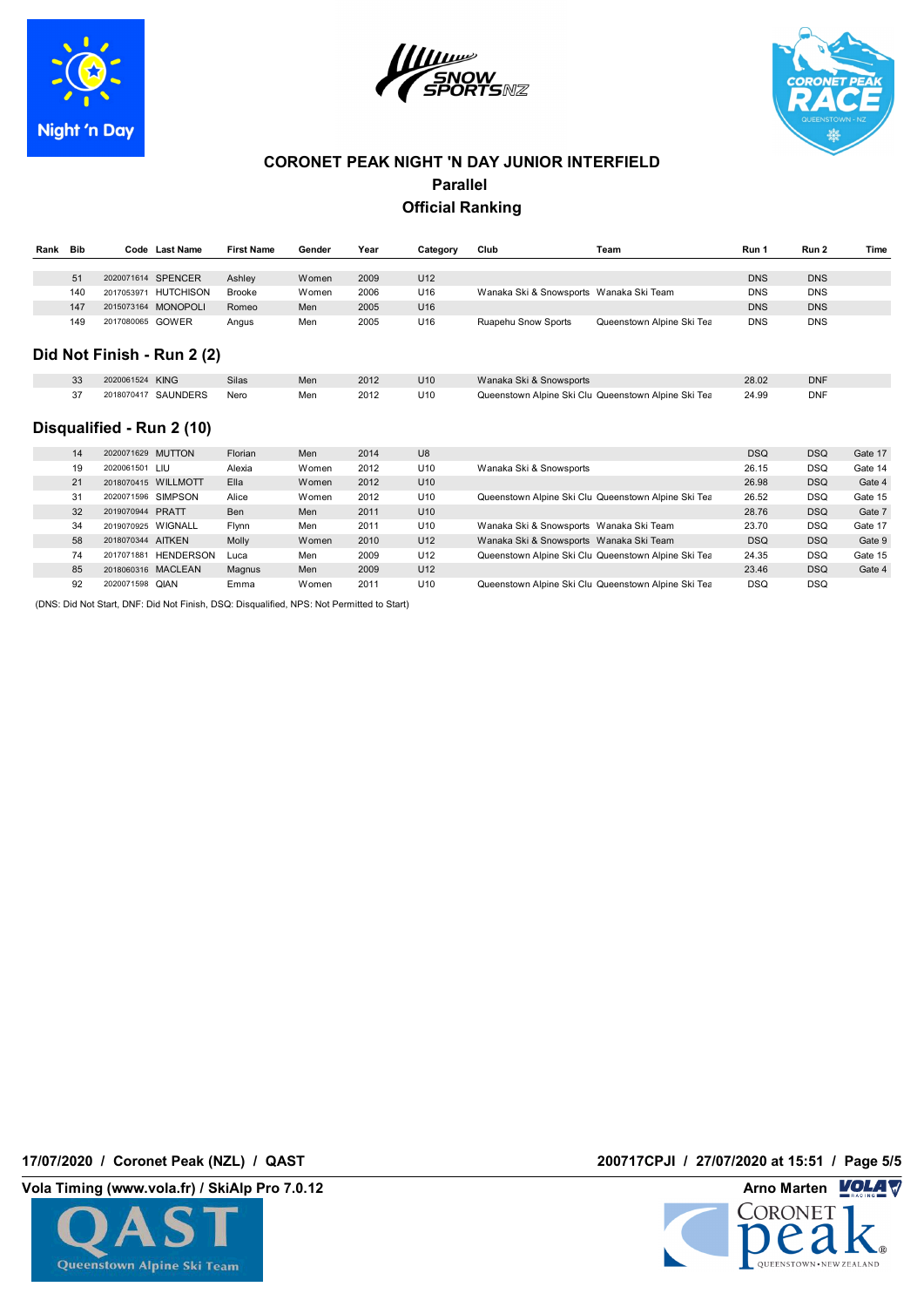# CORONET PEAK NIGHT 'N DAY JUNIOR INTERFIELD

## Parallel

## Official Ranking

| Rank | Bib | Code | Last Name | First Name | Gender | Year | Category | Club | Team | Run 1 | Run 2 | Time |
|---|---|---|---|---|---|---|---|---|---|---|---|---|
| | 51 | 2020071614 | SPENCER | Ashley | Women | 2009 | U12 | | | DNS | DNS | |
| | 140 | 2017053971 | HUTCHISON | Brooke | Women | 2006 | U16 | Wanaka Ski & Snowsports | Wanaka Ski Team | DNS | DNS | |
| | 147 | 2015073164 | MONOPOLI | Romeo | Men | 2005 | U16 | | | DNS | DNS | |
| | 149 | 2017080065 | GOWER | Angus | Men | 2005 | U16 | Ruapehu Snow Sports | Queenstown Alpine Ski Tea | DNS | DNS | |

## Did Not Finish - Run 2 (2)

| Rank | Bib | Code | Last Name | First Name | Gender | Year | Category | Club | Team | Run 1 | Run 2 | Time |
|---|---|---|---|---|---|---|---|---|---|---|---|---|
| | 33 | 2020061524 | KING | Silas | Men | 2012 | U10 | Wanaka Ski & Snowsports | | 28.02 | DNF | |
| | 37 | 2018070417 | SAUNDERS | Nero | Men | 2012 | U10 | Queenstown Alpine Ski Clu | Queenstown Alpine Ski Tea | 24.99 | DNF | |

## Disqualified - Run 2 (10)

| Rank | Bib | Code | Last Name | First Name | Gender | Year | Category | Club | Team | Run 1 | Run 2 | Time |
|---|---|---|---|---|---|---|---|---|---|---|---|---|
| | 14 | 2020071629 | MUTTON | Florian | Men | 2014 | U8 | | | DSQ | DSQ | Gate 17 |
| | 19 | 2020061501 | LIU | Alexia | Women | 2012 | U10 | Wanaka Ski & Snowsports | | 26.15 | DSQ | Gate 14 |
| | 21 | 2018070415 | WILLMOTT | Ella | Women | 2012 | U10 | | | 26.98 | DSQ | Gate 4 |
| | 31 | 2020071596 | SIMPSON | Alice | Women | 2012 | U10 | Queenstown Alpine Ski Clu | Queenstown Alpine Ski Tea | 26.52 | DSQ | Gate 15 |
| | 32 | 2019070944 | PRATT | Ben | Men | 2011 | U10 | | | 28.76 | DSQ | Gate 7 |
| | 34 | 2019070925 | WIGNALL | Flynn | Men | 2011 | U10 | Wanaka Ski & Snowsports | Wanaka Ski Team | 23.70 | DSQ | Gate 17 |
| | 58 | 2018070344 | AITKEN | Molly | Women | 2010 | U12 | Wanaka Ski & Snowsports | Wanaka Ski Team | DSQ | DSQ | Gate 9 |
| | 74 | 2017071881 | HENDERSON | Luca | Men | 2009 | U12 | Queenstown Alpine Ski Clu | Queenstown Alpine Ski Tea | 24.35 | DSQ | Gate 15 |
| | 85 | 2018060316 | MACLEAN | Magnus | Men | 2009 | U12 | | | 23.46 | DSQ | Gate 4 |
| | 92 | 2020071598 | QIAN | Emma | Women | 2011 | U10 | Queenstown Alpine Ski Clu | Queenstown Alpine Ski Tea | DSQ | DSQ | |

(DNS: Did Not Start, DNF: Did Not Finish, DSQ: Disqualified, NPS: Not Permitted to Start)

**17/07/2020 / Coronet Peak (NZL) / QAST** — **200717CPJI / 27/07/2020 at 15:51**

**Vola Timing (www.vola.fr) / SkiAlp Pro 7.0.12** — **Arno Marten**